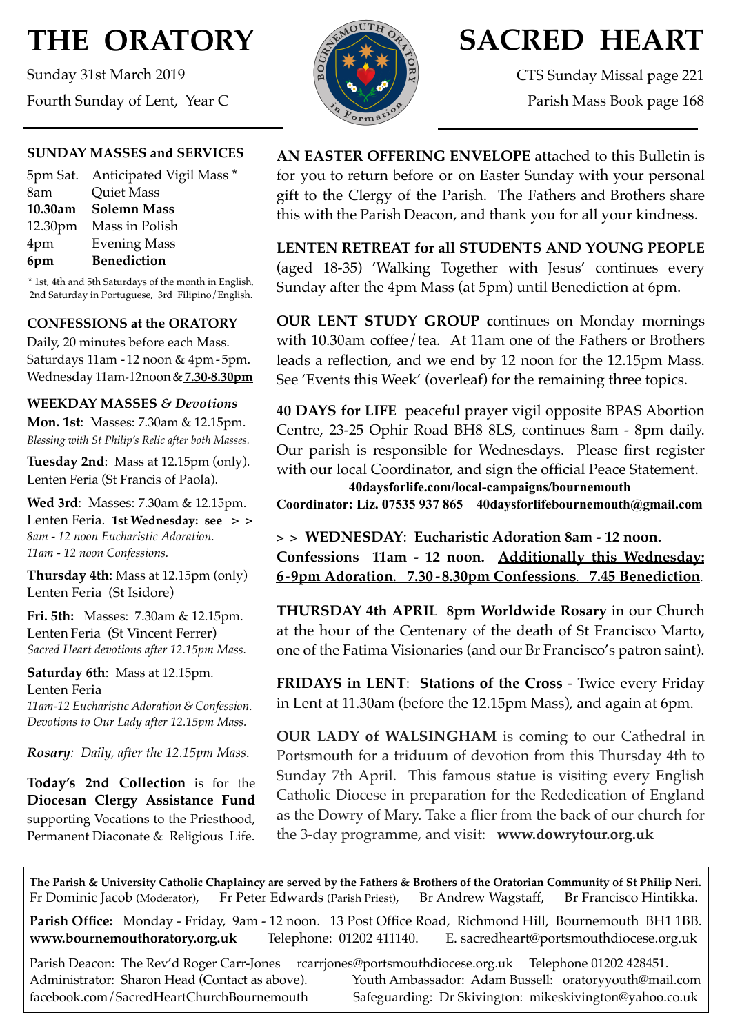# THE ORATORY

Sunday 31st March 2019

Fourth Sunday of Lent, Year C

# SACRED HEART

CTS Sunday Missal page 221

Parish Mass Book page 168

**SUNDAY MASSES and SERVICES**

| | |
|---|---|
| 5pm Sat. | Anticipated Vigil Mass * |
| 8am | Quiet Mass |
| **10.30am** | **Solemn Mass** |
| 12.30pm | Mass in Polish |
| 4pm | Evening Mass |
| **6pm** | **Benediction** |

\* 1st, 4th and 5th Saturdays of the month in English, 2nd Saturday in Portuguese, 3rd Filipino/English.

**CONFESSIONS at the ORATORY**

Daily, 20 minutes before each Mass.
Saturdays 11am - 12 noon & 4pm - 5pm.
Wednesday 11am-12noon & **7.30-8.30pm**

**WEEKDAY MASSES *& Devotions***

**Mon. 1st**: Masses: 7.30am & 12.15pm.
*Blessing with St Philip's Relic after both Masses.*

**Tuesday 2nd**: Mass at 12.15pm (only).
Lenten Feria (St Francis of Paola).

**Wed 3rd**: Masses: 7.30am & 12.15pm.
Lenten Feria. **1st Wednesday: see > >**
*8am - 12 noon Eucharistic Adoration.*
*11am - 12 noon Confessions.*

**Thursday 4th**: Mass at 12.15pm (only)
Lenten Feria (St Isidore)

**Fri. 5th:** Masses: 7.30am & 12.15pm.
Lenten Feria (St Vincent Ferrer)
*Sacred Heart devotions after 12.15pm Mass.*

**Saturday 6th**: Mass at 12.15pm.
Lenten Feria
*11am-12 Eucharistic Adoration & Confession.*
*Devotions to Our Lady after 12.15pm Mass.*

***Rosary**: Daily, after the 12.15pm Mass.*

**Today's 2nd Collection** is for the **Diocesan Clergy Assistance Fund** supporting Vocations to the Priesthood, Permanent Diaconate & Religious Life.

**AN EASTER OFFERING ENVELOPE** attached to this Bulletin is for you to return before or on Easter Sunday with your personal gift to the Clergy of the Parish. The Fathers and Brothers share this with the Parish Deacon, and thank you for all your kindness.

**LENTEN RETREAT for all STUDENTS AND YOUNG PEOPLE** (aged 18-35) 'Walking Together with Jesus' continues every Sunday after the 4pm Mass (at 5pm) until Benediction at 6pm.

**OUR LENT STUDY GROUP c**ontinues on Monday mornings with 10.30am coffee/tea. At 11am one of the Fathers or Brothers leads a reflection, and we end by 12 noon for the 12.15pm Mass. See 'Events this Week' (overleaf) for the remaining three topics.

**40 DAYS for LIFE** peaceful prayer vigil opposite BPAS Abortion Centre, 23-25 Ophir Road BH8 8LS, continues 8am - 8pm daily. Our parish is responsible for Wednesdays. Please first register with our local Coordinator, and sign the official Peace Statement.

**40daysforlife.com/local-campaigns/bournemouth**

**Coordinator: Liz. 07535 937 865 40daysforlifebournemouth@gmail.com**

**> > WEDNESDAY**: **Eucharistic Adoration 8am - 12 noon. Confessions 11am - 12 noon. Additionally this Wednesday: 6-9pm Adoration. 7.30 - 8.30pm Confessions. 7.45 Benediction**.

**THURSDAY 4th APRIL 8pm Worldwide Rosary** in our Church at the hour of the Centenary of the death of St Francisco Marto, one of the Fatima Visionaries (and our Br Francisco's patron saint).

**FRIDAYS in LENT**: **Stations of the Cross** - Twice every Friday in Lent at 11.30am (before the 12.15pm Mass), and again at 6pm.

**OUR LADY of WALSINGHAM** is coming to our Cathedral in Portsmouth for a triduum of devotion from this Thursday 4th to Sunday 7th April. This famous statue is visiting every English Catholic Diocese in preparation for the Rededication of England as the Dowry of Mary. Take a flier from the back of our church for the 3-day programme, and visit: **www.dowrytour.org.uk**

**The Parish & University Catholic Chaplaincy are served by the Fathers & Brothers of the Oratorian Community of St Philip Neri.**
Fr Dominic Jacob (Moderator), Fr Peter Edwards (Parish Priest), Br Andrew Wagstaff, Br Francisco Hintikka.

**Parish Office:** Monday - Friday, 9am - 12 noon. 13 Post Office Road, Richmond Hill, Bournemouth BH1 1BB.
**www.bournemouthoratory.org.uk** Telephone: 01202 411140. E. sacredheart@portsmouthdiocese.org.uk

Parish Deacon: The Rev'd Roger Carr-Jones rcarrjones@portsmouthdiocese.org.uk Telephone 01202 428451.
Administrator: Sharon Head (Contact as above). Youth Ambassador: Adam Bussell: oratoryyouth@mail.com
facebook.com/SacredHeartChurchBournemouth Safeguarding: Dr Skivington: mikeskivington@yahoo.co.uk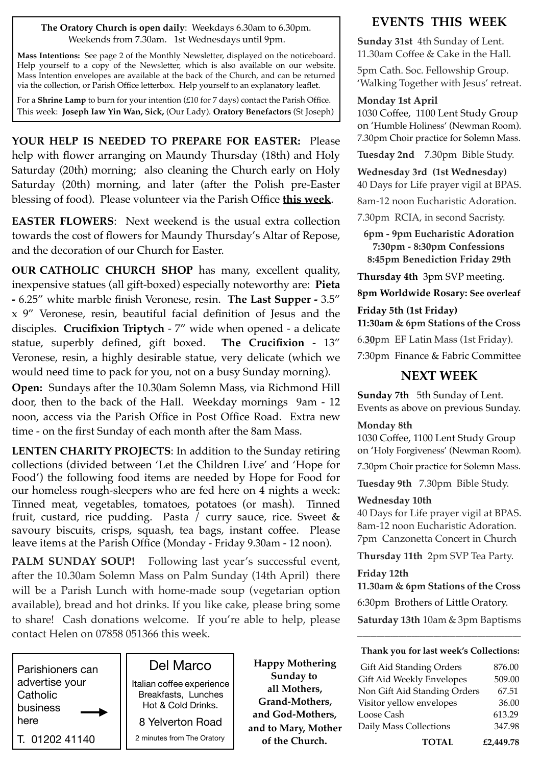**The Oratory Church is open daily**: Weekdays 6.30am to 6.30pm. Weekends from 7.30am. 1st Wednesdays until 9pm.

**Mass Intentions:** See page 2 of the Monthly Newsletter, displayed on the noticeboard. Help yourself to a copy of the Newsletter, which is also available on our website. Mass Intention envelopes are available at the back of the Church, and can be returned via the collection, or Parish Office letterbox. Help yourself to an explanatory leaflet.

For a **Shrine Lamp** to burn for your intention (£10 for 7 days) contact the Parish Office. This week: **Joseph Iaw Yin Wan, Sick,** (Our Lady). **Oratory Benefactors** (St Joseph)

**YOUR HELP IS NEEDED TO PREPARE FOR EASTER:** Please help with flower arranging on Maundy Thursday (18th) and Holy Saturday (20th) morning; also cleaning the Church early on Holy Saturday (20th) morning, and later (after the Polish pre-Easter blessing of food). Please volunteer via the Parish Office **this week**.

**EASTER FLOWERS**: Next weekend is the usual extra collection towards the cost of flowers for Maundy Thursday's Altar of Repose, and the decoration of our Church for Easter.

**OUR CATHOLIC CHURCH SHOP** has many, excellent quality, inexpensive statues (all gift-boxed) especially noteworthy are: **Pieta -** 6.25" white marble finish Veronese, resin. **The Last Supper -** 3.5" x 9" Veronese, resin, beautiful facial definition of Jesus and the disciples. **Crucifixion Triptych** - 7" wide when opened - a delicate statue, superbly defined, gift boxed. **The Crucifixion** - 13" Veronese, resin, a highly desirable statue, very delicate (which we would need time to pack for you, not on a busy Sunday morning).

**Open:** Sundays after the 10.30am Solemn Mass, via Richmond Hill door, then to the back of the Hall. Weekday mornings 9am - 12 noon, access via the Parish Office in Post Office Road. Extra new time - on the first Sunday of each month after the 8am Mass.

**LENTEN CHARITY PROJECTS**: In addition to the Sunday retiring collections (divided between 'Let the Children Live' and 'Hope for Food') the following food items are needed by Hope for Food for our homeless rough-sleepers who are fed here on 4 nights a week: Tinned meat, vegetables, tomatoes, potatoes (or mash). Tinned fruit, custard, rice pudding. Pasta / curry sauce, rice. Sweet & savoury biscuits, crisps, squash, tea bags, instant coffee. Please leave items at the Parish Office (Monday - Friday 9.30am - 12 noon).

**PALM SUNDAY SOUP!** Following last year's successful event, after the 10.30am Solemn Mass on Palm Sunday (14th April) there will be a Parish Lunch with home-made soup (vegetarian option available), bread and hot drinks. If you like cake, please bring some to share! Cash donations welcome. If you're able to help, please contact Helen on 07858 051366 this week.

Parishioners can advertise your Catholic business here →

T. 01202 41140

Del Marco

Italian coffee experience
Breakfasts, Lunches
Hot & Cold Drinks.

8 Yelverton Road

2 minutes from The Oratory

**Happy Mothering Sunday to all Mothers, Grand-Mothers, and God-Mothers, and to Mary, Mother of the Church.**

## EVENTS THIS WEEK

**Sunday 31st** 4th Sunday of Lent.
11.30am Coffee & Cake in the Hall.

5pm Cath. Soc. Fellowship Group. 'Walking Together with Jesus' retreat.

**Monday 1st April**
1030 Coffee, 1100 Lent Study Group on 'Humble Holiness' (Newman Room).
7.30pm Choir practice for Solemn Mass.

**Tuesday 2nd** 7.30pm Bible Study.

**Wednesday 3rd (1st Wednesday)**
40 Days for Life prayer vigil at BPAS.
8am-12 noon Eucharistic Adoration.
7.30pm RCIA, in second Sacristy.

**6pm - 9pm Eucharistic Adoration**
**7:30pm - 8:30pm Confessions**
**8:45pm Benediction Friday 29th**

**Thursday 4th** 3pm SVP meeting.

**8pm Worldwide Rosary: See overleaf**

**Friday 5th (1st Friday)**
**11:30am & 6pm Stations of the Cross**
6.**30**pm EF Latin Mass (1st Friday).
7:30pm Finance & Fabric Committee

## NEXT WEEK

**Sunday 7th** 5th Sunday of Lent. Events as above on previous Sunday.

**Monday 8th**
1030 Coffee, 1100 Lent Study Group on 'Holy Forgiveness' (Newman Room).
7.30pm Choir practice for Solemn Mass.

**Tuesday 9th** 7.30pm Bible Study.

**Wednesday 10th**
40 Days for Life prayer vigil at BPAS.
8am-12 noon Eucharistic Adoration.
7pm Canzonetta Concert in Church

**Thursday 11th** 2pm SVP Tea Party.

**Friday 12th**
**11.30am & 6pm Stations of the Cross**
6:30pm Brothers of Little Oratory.

**Saturday 13th** 10am & 3pm Baptisms

**Thank you for last week's Collections:**

| | |
|---|---|
| Gift Aid Standing Orders | 876.00 |
| Gift Aid Weekly Envelopes | 509.00 |
| Non Gift Aid Standing Orders | 67.51 |
| Visitor yellow envelopes | 36.00 |
| Loose Cash | 613.29 |
| Daily Mass Collections | 347.98 |
| **TOTAL** | **£2,449.78** |